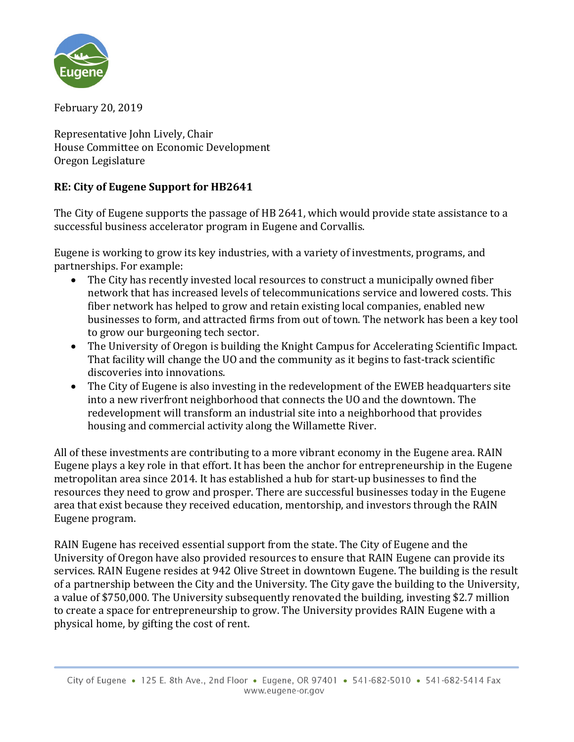February 20, 2019

Representative John Lively, Chair
House Committee on Economic Development
Oregon Legislature

**RE: City of Eugene Support for HB2641**

The City of Eugene supports the passage of HB 2641, which would provide state assistance to a successful business accelerator program in Eugene and Corvallis.

Eugene is working to grow its key industries, with a variety of investments, programs, and partnerships. For example:

- The City has recently invested local resources to construct a municipally owned fiber network that has increased levels of telecommunications service and lowered costs. This fiber network has helped to grow and retain existing local companies, enabled new businesses to form, and attracted firms from out of town. The network has been a key tool to grow our burgeoning tech sector.
- The University of Oregon is building the Knight Campus for Accelerating Scientific Impact. That facility will change the UO and the community as it begins to fast-track scientific discoveries into innovations.
- The City of Eugene is also investing in the redevelopment of the EWEB headquarters site into a new riverfront neighborhood that connects the UO and the downtown. The redevelopment will transform an industrial site into a neighborhood that provides housing and commercial activity along the Willamette River.

All of these investments are contributing to a more vibrant economy in the Eugene area. RAIN Eugene plays a key role in that effort. It has been the anchor for entrepreneurship in the Eugene metropolitan area since 2014. It has established a hub for start-up businesses to find the resources they need to grow and prosper. There are successful businesses today in the Eugene area that exist because they received education, mentorship, and investors through the RAIN Eugene program.

RAIN Eugene has received essential support from the state. The City of Eugene and the University of Oregon have also provided resources to ensure that RAIN Eugene can provide its services. RAIN Eugene resides at 942 Olive Street in downtown Eugene. The building is the result of a partnership between the City and the University. The City gave the building to the University, a value of $750,000. The University subsequently renovated the building, investing $2.7 million to create a space for entrepreneurship to grow. The University provides RAIN Eugene with a physical home, by gifting the cost of rent.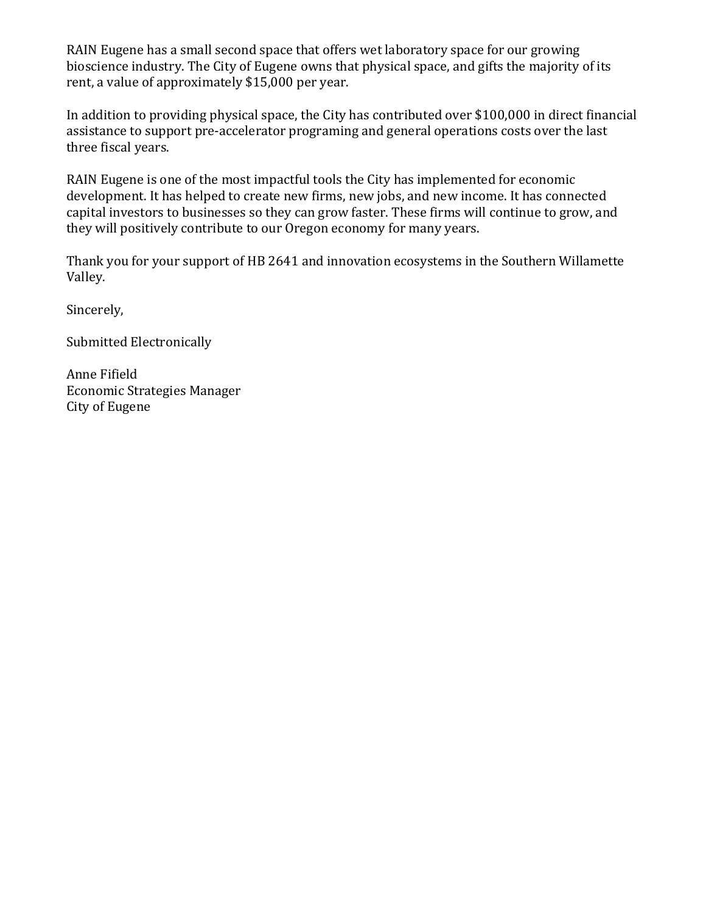RAIN Eugene has a small second space that offers wet laboratory space for our growing bioscience industry. The City of Eugene owns that physical space, and gifts the majority of its rent, a value of approximately $15,000 per year.

In addition to providing physical space, the City has contributed over $100,000 in direct financial assistance to support pre-accelerator programing and general operations costs over the last three fiscal years.

RAIN Eugene is one of the most impactful tools the City has implemented for economic development. It has helped to create new firms, new jobs, and new income. It has connected capital investors to businesses so they can grow faster. These firms will continue to grow, and they will positively contribute to our Oregon economy for many years.

Thank you for your support of HB 2641 and innovation ecosystems in the Southern Willamette Valley.

Sincerely,

Submitted Electronically

Anne Fifield
Economic Strategies Manager
City of Eugene